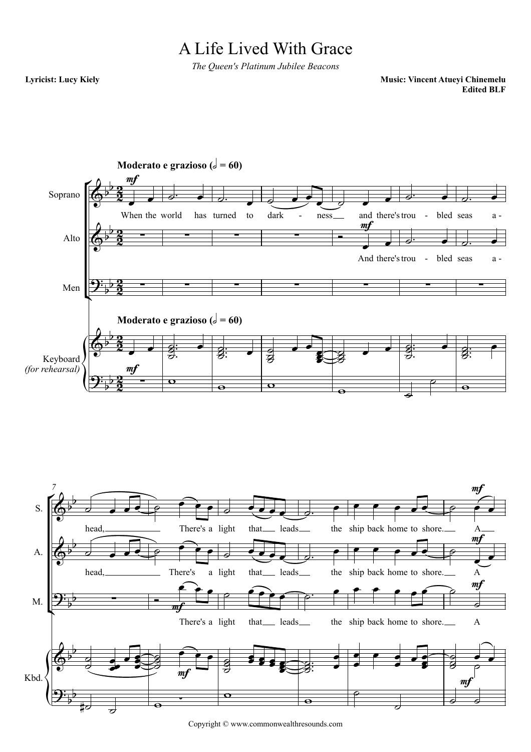# A Life Lived With Grace

*The Queen's Platinum Jubilee Beacons*

**Lyricist: Lucy Kiely**

**Music: Vincent Atueyi Chinemelu**
**Edited BLF**

Copyright © www.commonwealthresounds.com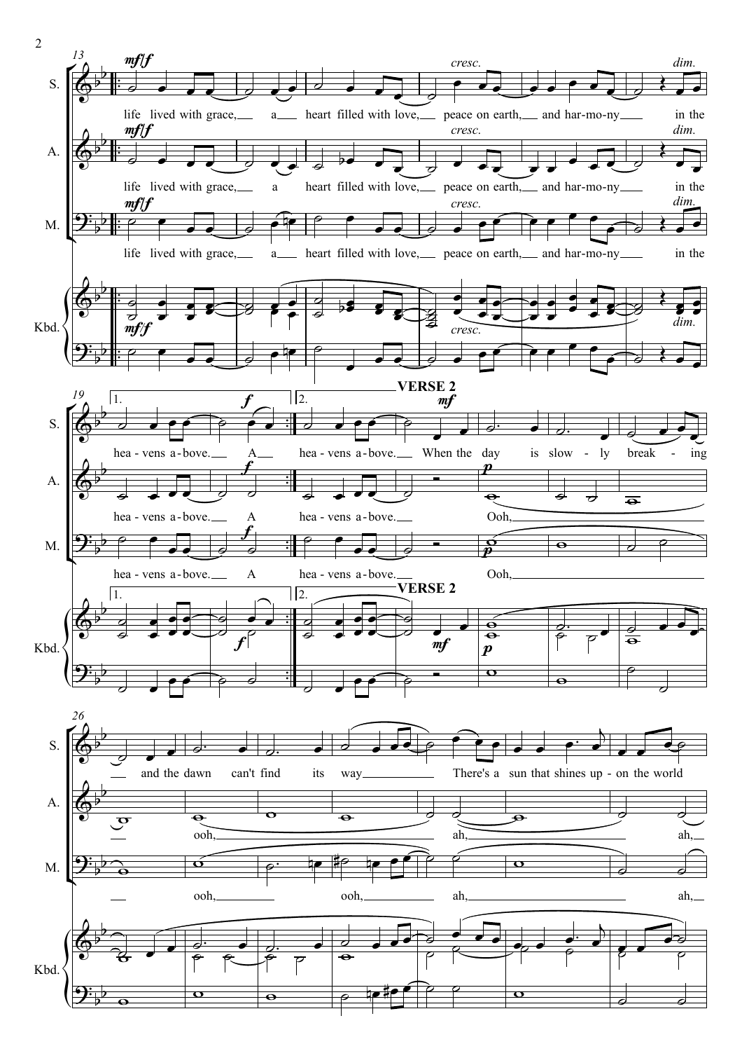**VERSE 2**

S.: life lived with grace, a heart filled with love, peace on earth, and har-mo-ny in the hea-vens a-bove. A hea-vens a-bove. When the day is slow-ly break-ing and the dawn can't find its way There's a sun that shines up-on the world

A.: life lived with grace, a heart filled with love, peace on earth, and har-mo-ny in the hea-vens a-bove. A hea-vens a-bove. Ooh, ooh, ah, ah,

M.: life lived with grace, a heart filled with love, peace on earth, and har-mo-ny in the hea-vens a-bove. A hea-vens a-bove. Ooh, ooh, ooh, ah, ah,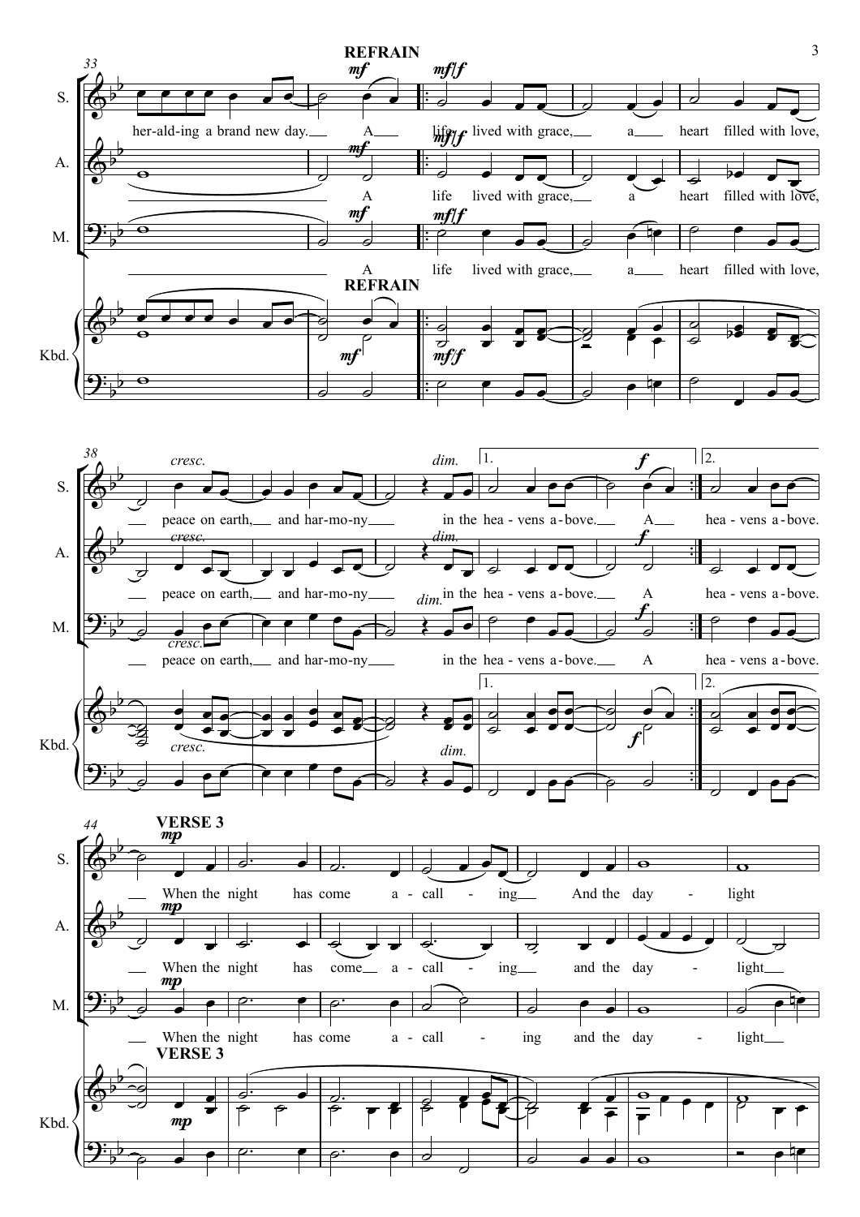**REFRAIN**

her-ald-ing a brand new day. A life lived with grace, a heart filled with love, peace on earth, and har-mo-ny in the hea-vens a-bove. A hea-vens a-bove.

**VERSE 3**

When the night has come a-call-ing And the day-light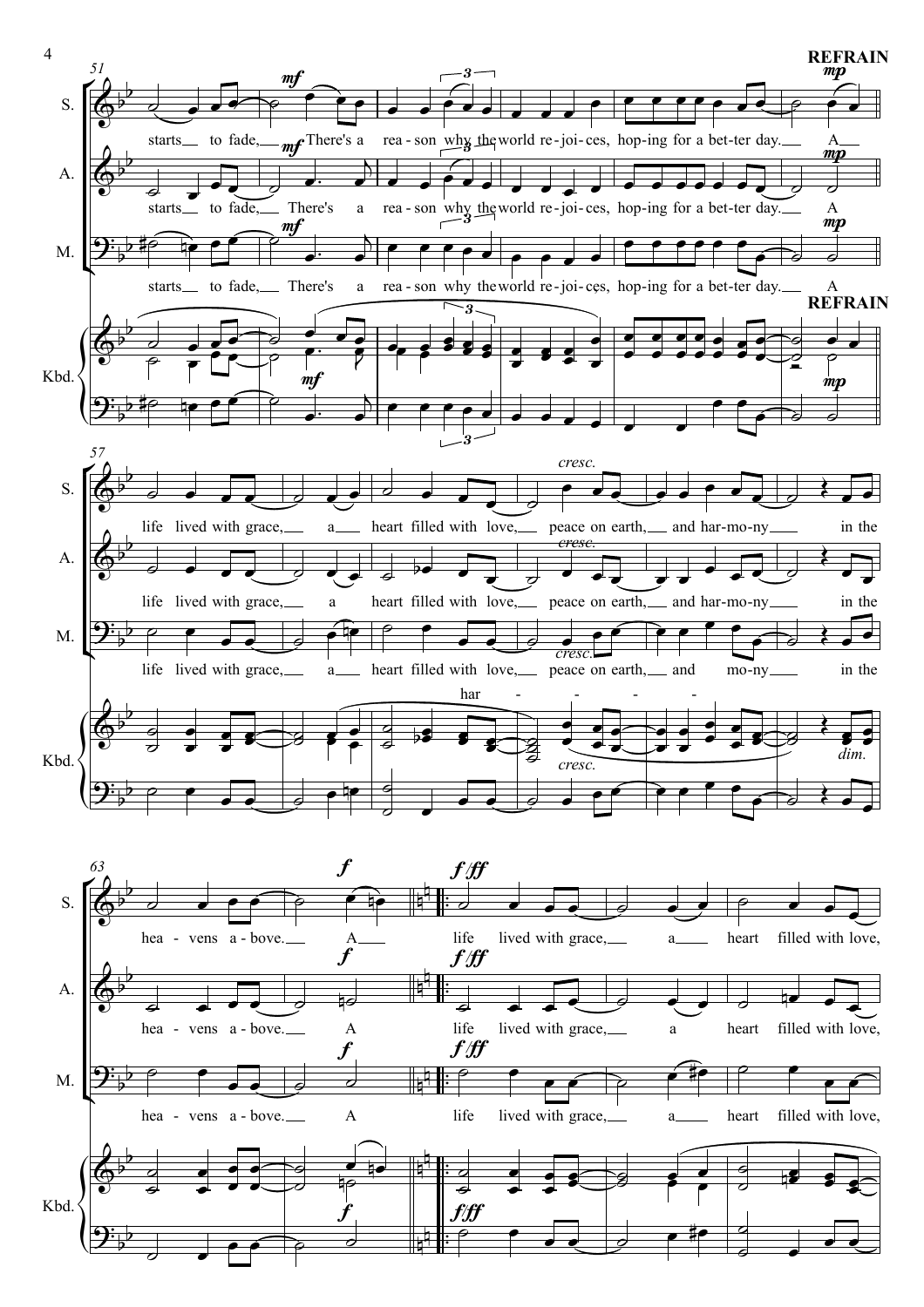**REFRAIN**

starts to fade, There's a reason why the world rejoices, hoping for a better day. A

life lived with grace, a heart filled with love, peace on earth, and harmony in the heavens above. A

life lived with grace, a heart filled with love,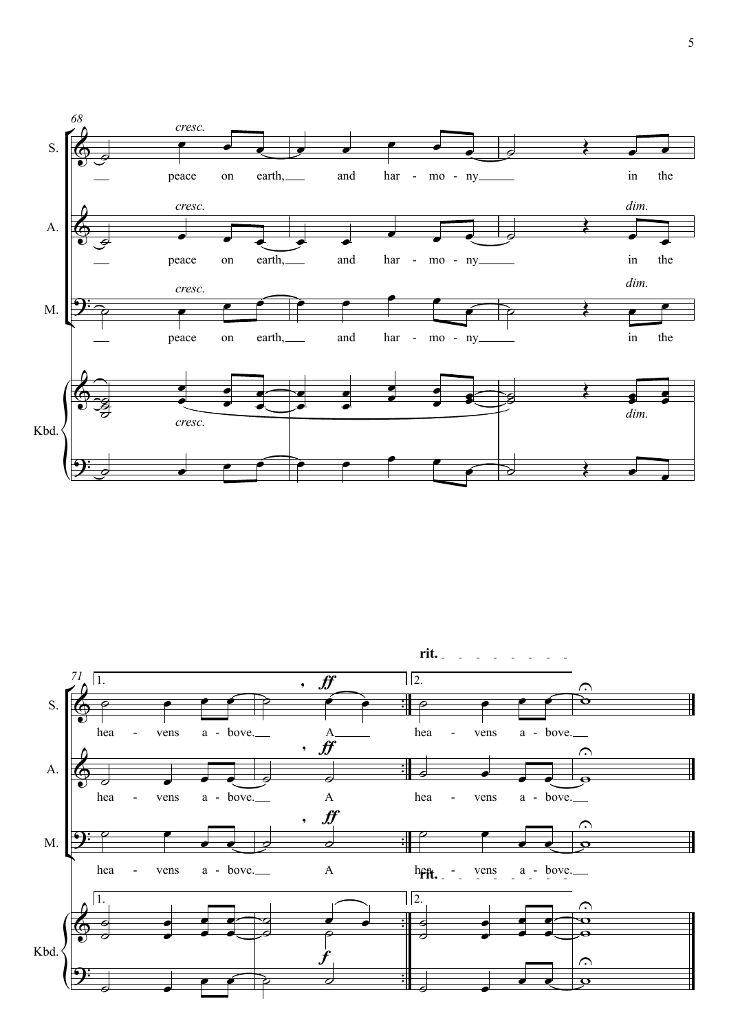68

S. — peace on earth, and har - mo - ny in the

A. — peace on earth, and har - mo - ny in the

M. — peace on earth, and har - mo - ny in the

*cresc.* *dim.*

Kbd.

71

1. 2.

S. hea - vens a - bove. A hea - vens a - bove.

A. hea - vens a - bove. A hea - vens a - bove.

M. hea - vens a - bove. A hea - vens a - bove.

*ff* *f*

**rit.**

Kbd.